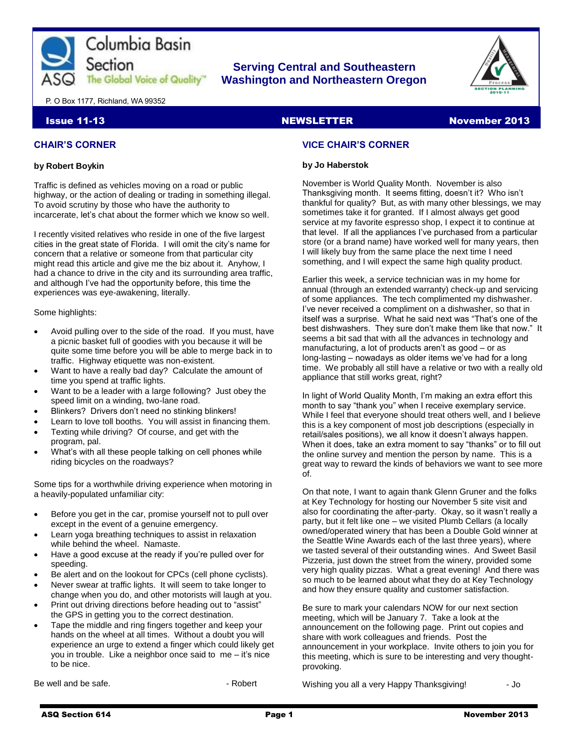# Columbia Basin Section

ASQ The Global Voice of Quality™

**Serving Central and Southeastern Washington and Northeastern Oregon**

P. O Box 1177, Richland, WA 99352

**Issue 11-13** **NEWSLETTER** **November 2013**

## CHAIR'S CORNER

**by Robert Boykin**

Traffic is defined as vehicles moving on a road or public highway, or the action of dealing or trading in something illegal. To avoid scrutiny by those who have the authority to incarcerate, let's chat about the former which we know so well.

I recently visited relatives who reside in one of the five largest cities in the great state of Florida. I will omit the city's name for concern that a relative or someone from that particular city might read this article and give me the biz about it. Anyhow, I had a chance to drive in the city and its surrounding area traffic, and although I've had the opportunity before, this time the experiences was eye-awakening, literally.

Some highlights:

- Avoid pulling over to the side of the road. If you must, have a picnic basket full of goodies with you because it will be quite some time before you will be able to merge back in to traffic. Highway etiquette was non-existent.
- Want to have a really bad day? Calculate the amount of time you spend at traffic lights.
- Want to be a leader with a large following? Just obey the speed limit on a winding, two-lane road.
- Blinkers? Drivers don't need no stinking blinkers!
- Learn to love toll booths. You will assist in financing them.
- Texting while driving? Of course, and get with the program, pal.
- What's with all these people talking on cell phones while riding bicycles on the roadways?

Some tips for a worthwhile driving experience when motoring in a heavily-populated unfamiliar city:

- Before you get in the car, promise yourself not to pull over except in the event of a genuine emergency.
- Learn yoga breathing techniques to assist in relaxation while behind the wheel. Namaste.
- Have a good excuse at the ready if you're pulled over for speeding.
- Be alert and on the lookout for CPCs (cell phone cyclists).
- Never swear at traffic lights. It will seem to take longer to change when you do, and other motorists will laugh at you.
- Print out driving directions before heading out to "assist" the GPS in getting you to the correct destination.
- Tape the middle and ring fingers together and keep your hands on the wheel at all times. Without a doubt you will experience an urge to extend a finger which could likely get you in trouble. Like a neighbor once said to me – it's nice to be nice.

Be well and be safe. - Robert

## VICE CHAIR'S CORNER

**by Jo Haberstok**

November is World Quality Month. November is also Thanksgiving month. It seems fitting, doesn't it? Who isn't thankful for quality? But, as with many other blessings, we may sometimes take it for granted. If I almost always get good service at my favorite espresso shop, I expect it to continue at that level. If all the appliances I've purchased from a particular store (or a brand name) have worked well for many years, then I will likely buy from the same place the next time I need something, and I will expect the same high quality product.

Earlier this week, a service technician was in my home for annual (through an extended warranty) check-up and servicing of some appliances. The tech complimented my dishwasher. I've never received a compliment on a dishwasher, so that in itself was a surprise. What he said next was "That's one of the best dishwashers. They sure don't make them like that now." It seems a bit sad that with all the advances in technology and manufacturing, a lot of products aren't as good – or as long-lasting – nowadays as older items we've had for a long time. We probably all still have a relative or two with a really old appliance that still works great, right?

In light of World Quality Month, I'm making an extra effort this month to say "thank you" when I receive exemplary service. While I feel that everyone should treat others well, and I believe this is a key component of most job descriptions (especially in retail/sales positions), we all know it doesn't always happen. When it does, take an extra moment to say "thanks" or to fill out the online survey and mention the person by name. This is a great way to reward the kinds of behaviors we want to see more of.

On that note, I want to again thank Glenn Gruner and the folks at Key Technology for hosting our November 5 site visit and also for coordinating the after-party. Okay, so it wasn't really a party, but it felt like one – we visited Plumb Cellars (a locally owned/operated winery that has been a Double Gold winner at the Seattle Wine Awards each of the last three years), where we tasted several of their outstanding wines. And Sweet Basil Pizzeria, just down the street from the winery, provided some very high quality pizzas. What a great evening! And there was so much to be learned about what they do at Key Technology and how they ensure quality and customer satisfaction.

Be sure to mark your calendars NOW for our next section meeting, which will be January 7. Take a look at the announcement on the following page. Print out copies and share with work colleagues and friends. Post the announcement in your workplace. Invite others to join you for this meeting, which is sure to be interesting and very thought-provoking.

Wishing you all a very Happy Thanksgiving! - Jo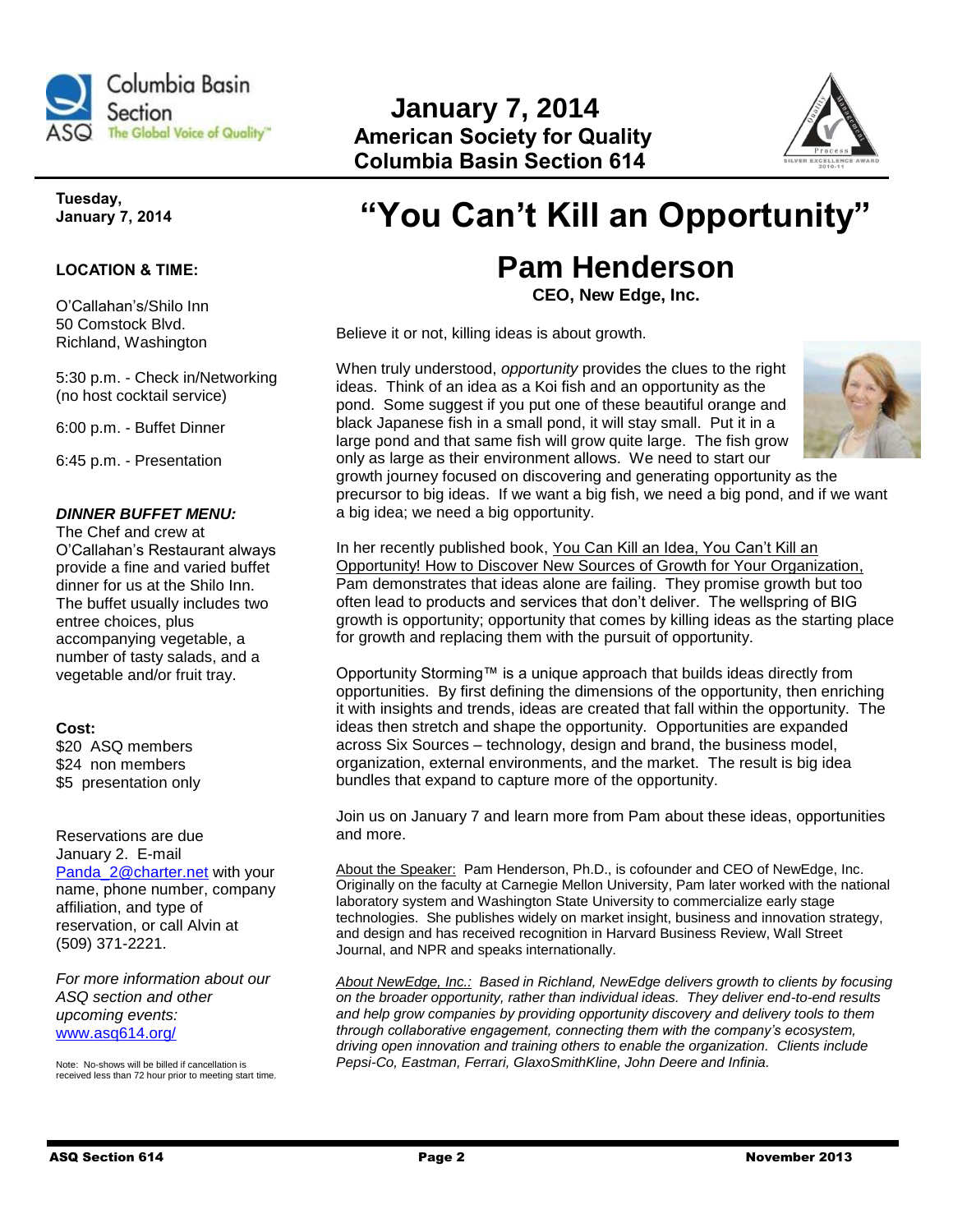# January 7, 2014
## American Society for Quality
## Columbia Basin Section 614

**Tuesday, January 7, 2014**

**LOCATION & TIME:**

O'Callahan's/Shilo Inn
50 Comstock Blvd.
Richland, Washington

5:30 p.m. - Check in/Networking (no host cocktail service)

6:00 p.m. - Buffet Dinner

6:45 p.m. - Presentation

***DINNER BUFFET MENU:***
The Chef and crew at O'Callahan's Restaurant always provide a fine and varied buffet dinner for us at the Shilo Inn. The buffet usually includes two entree choices, plus accompanying vegetable, a number of tasty salads, and a vegetable and/or fruit tray.

**Cost:**
$20 ASQ members
$24 non members
$5 presentation only

Reservations are due January 2. E-mail Panda_2@charter.net with your name, phone number, company affiliation, and type of reservation, or call Alvin at (509) 371-2221.

*For more information about our ASQ section and other upcoming events:* www.asq614.org/

Note: No-shows will be billed if cancellation is received less than 72 hour prior to meeting start time.

# "You Can't Kill an Opportunity"

## Pam Henderson

**CEO, New Edge, Inc.**

Believe it or not, killing ideas is about growth.

When truly understood, *opportunity* provides the clues to the right ideas. Think of an idea as a Koi fish and an opportunity as the pond. Some suggest if you put one of these beautiful orange and black Japanese fish in a small pond, it will stay small. Put it in a large pond and that same fish will grow quite large. The fish grow only as large as their environment allows. We need to start our growth journey focused on discovering and generating opportunity as the precursor to big ideas. If we want a big fish, we need a big pond, and if we want a big idea; we need a big opportunity.

In her recently published book, You Can Kill an Idea, You Can't Kill an Opportunity! How to Discover New Sources of Growth for Your Organization, Pam demonstrates that ideas alone are failing. They promise growth but too often lead to products and services that don't deliver. The wellspring of BIG growth is opportunity; opportunity that comes by killing ideas as the starting place for growth and replacing them with the pursuit of opportunity.

Opportunity Storming™ is a unique approach that builds ideas directly from opportunities. By first defining the dimensions of the opportunity, then enriching it with insights and trends, ideas are created that fall within the opportunity. The ideas then stretch and shape the opportunity. Opportunities are expanded across Six Sources – technology, design and brand, the business model, organization, external environments, and the market. The result is big idea bundles that expand to capture more of the opportunity.

Join us on January 7 and learn more from Pam about these ideas, opportunities and more.

About the Speaker: Pam Henderson, Ph.D., is cofounder and CEO of NewEdge, Inc. Originally on the faculty at Carnegie Mellon University, Pam later worked with the national laboratory system and Washington State University to commercialize early stage technologies. She publishes widely on market insight, business and innovation strategy, and design and has received recognition in Harvard Business Review, Wall Street Journal, and NPR and speaks internationally.

*About NewEdge, Inc.: Based in Richland, NewEdge delivers growth to clients by focusing on the broader opportunity, rather than individual ideas. They deliver end-to-end results and help grow companies by providing opportunity discovery and delivery tools to them through collaborative engagement, connecting them with the company's ecosystem, driving open innovation and training others to enable the organization. Clients include Pepsi-Co, Eastman, Ferrari, GlaxoSmithKline, John Deere and Infinia.*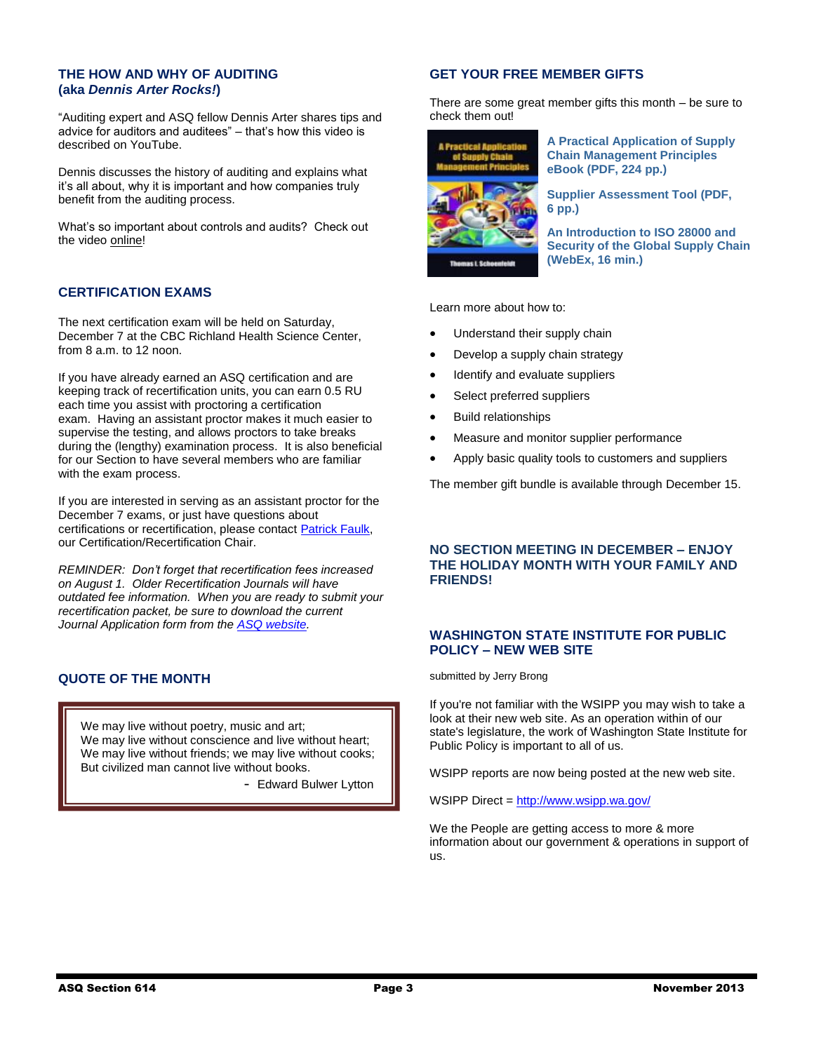## THE HOW AND WHY OF AUDITING (aka *Dennis Arter Rocks!*)

"Auditing expert and ASQ fellow Dennis Arter shares tips and advice for auditors and auditees" – that's how this video is described on YouTube.

Dennis discusses the history of auditing and explains what it's all about, why it is important and how companies truly benefit from the auditing process.

What's so important about controls and audits? Check out the video online!

## CERTIFICATION EXAMS

The next certification exam will be held on Saturday, December 7 at the CBC Richland Health Science Center, from 8 a.m. to 12 noon.

If you have already earned an ASQ certification and are keeping track of recertification units, you can earn 0.5 RU each time you assist with proctoring a certification exam. Having an assistant proctor makes it much easier to supervise the testing, and allows proctors to take breaks during the (lengthy) examination process. It is also beneficial for our Section to have several members who are familiar with the exam process.

If you are interested in serving as an assistant proctor for the December 7 exams, or just have questions about certifications or recertification, please contact Patrick Faulk, our Certification/Recertification Chair.

*REMINDER: Don't forget that recertification fees increased on August 1. Older Recertification Journals will have outdated fee information. When you are ready to submit your recertification packet, be sure to download the current Journal Application form from the ASQ website.*

## QUOTE OF THE MONTH

> We may live without poetry, music and art;
> We may live without conscience and live without heart;
> We may live without friends; we may live without cooks;
> But civilized man cannot live without books.
>
> \- Edward Bulwer Lytton

## GET YOUR FREE MEMBER GIFTS

There are some great member gifts this month – be sure to check them out!

**A Practical Application of Supply Chain Management Principles eBook (PDF, 224 pp.)**

**Supplier Assessment Tool (PDF, 6 pp.)**

**An Introduction to ISO 28000 and Security of the Global Supply Chain (WebEx, 16 min.)**

Learn more about how to:

- Understand their supply chain
- Develop a supply chain strategy
- Identify and evaluate suppliers
- Select preferred suppliers
- Build relationships
- Measure and monitor supplier performance
- Apply basic quality tools to customers and suppliers

The member gift bundle is available through December 15.

## NO SECTION MEETING IN DECEMBER – ENJOY THE HOLIDAY MONTH WITH YOUR FAMILY AND FRIENDS!

## WASHINGTON STATE INSTITUTE FOR PUBLIC POLICY – NEW WEB SITE

submitted by Jerry Brong

If you're not familiar with the WSIPP you may wish to take a look at their new web site. As an operation within of our state's legislature, the work of Washington State Institute for Public Policy is important to all of us.

WSIPP reports are now being posted at the new web site.

WSIPP Direct = http://www.wsipp.wa.gov/

We the People are getting access to more & more information about our government & operations in support of us.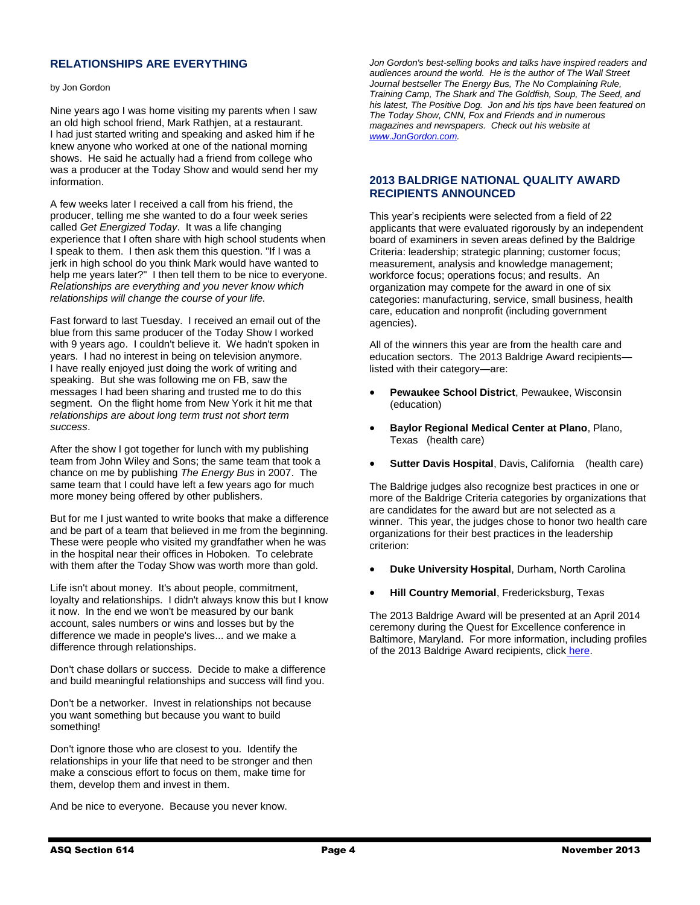## RELATIONSHIPS ARE EVERYTHING

by Jon Gordon

Nine years ago I was home visiting my parents when I saw an old high school friend, Mark Rathjen, at a restaurant. I had just started writing and speaking and asked him if he knew anyone who worked at one of the national morning shows. He said he actually had a friend from college who was a producer at the Today Show and would send her my information.

A few weeks later I received a call from his friend, the producer, telling me she wanted to do a four week series called *Get Energized Today*. It was a life changing experience that I often share with high school students when I speak to them. I then ask them this question. "If I was a jerk in high school do you think Mark would have wanted to help me years later?" I then tell them to be nice to everyone. *Relationships are everything and you never know which relationships will change the course of your life.*

Fast forward to last Tuesday. I received an email out of the blue from this same producer of the Today Show I worked with 9 years ago. I couldn't believe it. We hadn't spoken in years. I had no interest in being on television anymore. I have really enjoyed just doing the work of writing and speaking. But she was following me on FB, saw the messages I had been sharing and trusted me to do this segment. On the flight home from New York it hit me that *relationships are about long term trust not short term success*.

After the show I got together for lunch with my publishing team from John Wiley and Sons; the same team that took a chance on me by publishing *The Energy Bus* in 2007. The same team that I could have left a few years ago for much more money being offered by other publishers.

But for me I just wanted to write books that make a difference and be part of a team that believed in me from the beginning. These were people who visited my grandfather when he was in the hospital near their offices in Hoboken. To celebrate with them after the Today Show was worth more than gold.

Life isn't about money. It's about people, commitment, loyalty and relationships. I didn't always know this but I know it now. In the end we won't be measured by our bank account, sales numbers or wins and losses but by the difference we made in people's lives... and we make a difference through relationships.

Don't chase dollars or success. Decide to make a difference and build meaningful relationships and success will find you.

Don't be a networker. Invest in relationships not because you want something but because you want to build something!

Don't ignore those who are closest to you. Identify the relationships in your life that need to be stronger and then make a conscious effort to focus on them, make time for them, develop them and invest in them.

And be nice to everyone. Because you never know.

*Jon Gordon's best-selling books and talks have inspired readers and audiences around the world. He is the author of The Wall Street Journal bestseller The Energy Bus, The No Complaining Rule, Training Camp, The Shark and The Goldfish, Soup, The Seed, and his latest, The Positive Dog. Jon and his tips have been featured on The Today Show, CNN, Fox and Friends and in numerous magazines and newspapers. Check out his website at [www.JonGordon.com](http://www.JonGordon.com).*

## 2013 BALDRIGE NATIONAL QUALITY AWARD RECIPIENTS ANNOUNCED

This year's recipients were selected from a field of 22 applicants that were evaluated rigorously by an independent board of examiners in seven areas defined by the Baldrige Criteria: leadership; strategic planning; customer focus; measurement, analysis and knowledge management; workforce focus; operations focus; and results. An organization may compete for the award in one of six categories: manufacturing, service, small business, health care, education and nonprofit (including government agencies).

All of the winners this year are from the health care and education sectors. The 2013 Baldrige Award recipients—listed with their category—are:

- **Pewaukee School District**, Pewaukee, Wisconsin (education)
- **Baylor Regional Medical Center at Plano**, Plano, Texas (health care)
- **Sutter Davis Hospital**, Davis, California (health care)

The Baldrige judges also recognize best practices in one or more of the Baldrige Criteria categories by organizations that are candidates for the award but are not selected as a winner. This year, the judges chose to honor two health care organizations for their best practices in the leadership criterion:

- **Duke University Hospital**, Durham, North Carolina
- **Hill Country Memorial**, Fredericksburg, Texas

The 2013 Baldrige Award will be presented at an April 2014 ceremony during the Quest for Excellence conference in Baltimore, Maryland. For more information, including profiles of the 2013 Baldrige Award recipients, click here.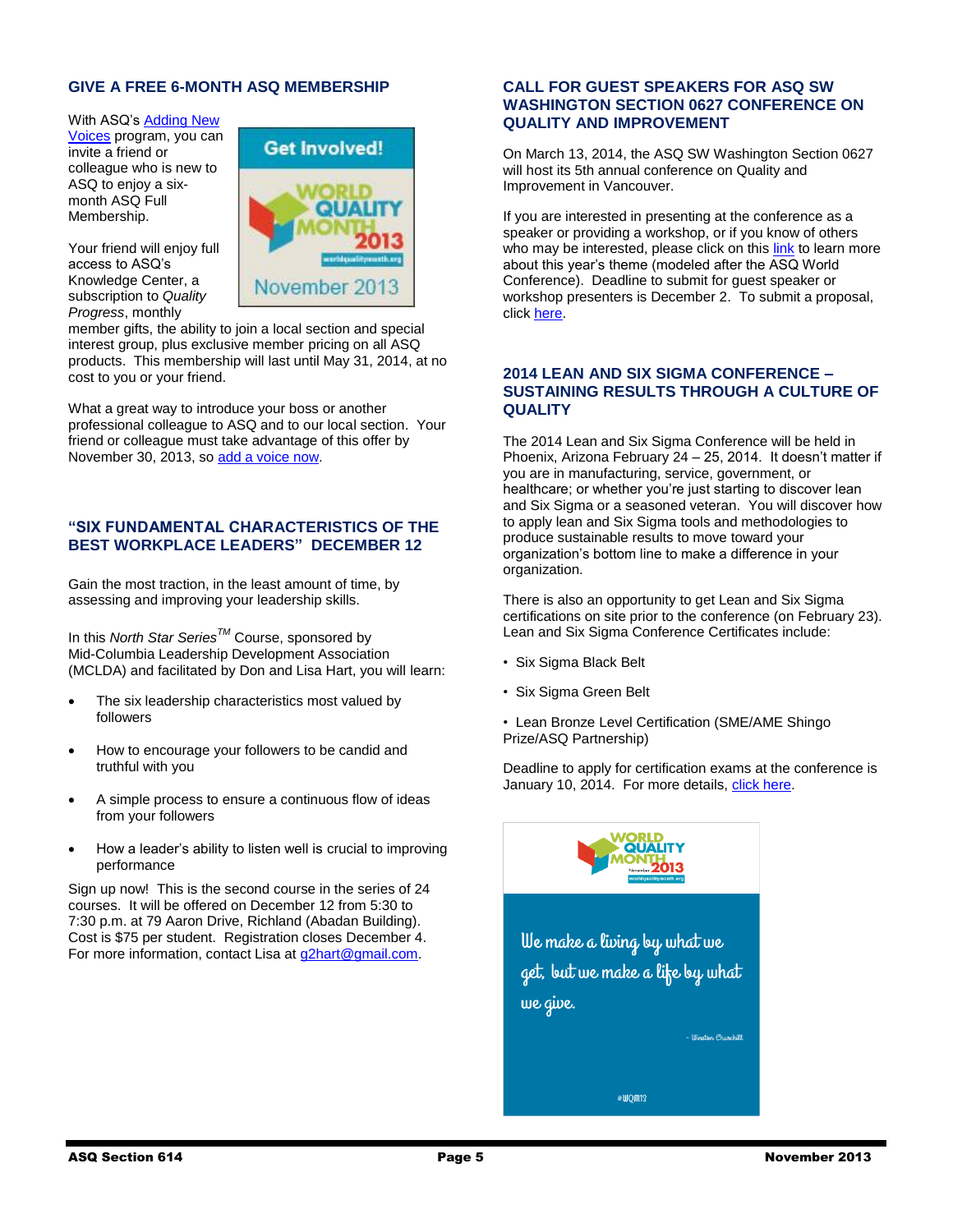## GIVE A FREE 6-MONTH ASQ MEMBERSHIP

With ASQ's Adding New Voices program, you can invite a friend or colleague who is new to ASQ to enjoy a six-month ASQ Full Membership.

Your friend will enjoy full access to ASQ's Knowledge Center, a subscription to *Quality Progress*, monthly member gifts, the ability to join a local section and special interest group, plus exclusive member pricing on all ASQ products. This membership will last until May 31, 2014, at no cost to you or your friend.

What a great way to introduce your boss or another professional colleague to ASQ and to our local section. Your friend or colleague must take advantage of this offer by November 30, 2013, so add a voice now.

## "SIX FUNDAMENTAL CHARACTERISTICS OF THE BEST WORKPLACE LEADERS" DECEMBER 12

Gain the most traction, in the least amount of time, by assessing and improving your leadership skills.

In this *North Star Series*™ Course, sponsored by Mid-Columbia Leadership Development Association (MCLDA) and facilitated by Don and Lisa Hart, you will learn:

- The six leadership characteristics most valued by followers
- How to encourage your followers to be candid and truthful with you
- A simple process to ensure a continuous flow of ideas from your followers
- How a leader's ability to listen well is crucial to improving performance

Sign up now! This is the second course in the series of 24 courses. It will be offered on December 12 from 5:30 to 7:30 p.m. at 79 Aaron Drive, Richland (Abadan Building). Cost is $75 per student. Registration closes December 4. For more information, contact Lisa at g2hart@gmail.com.

## CALL FOR GUEST SPEAKERS FOR ASQ SW WASHINGTON SECTION 0627 CONFERENCE ON QUALITY AND IMPROVEMENT

On March 13, 2014, the ASQ SW Washington Section 0627 will host its 5th annual conference on Quality and Improvement in Vancouver.

If you are interested in presenting at the conference as a speaker or providing a workshop, or if you know of others who may be interested, please click on this link to learn more about this year's theme (modeled after the ASQ World Conference). Deadline to submit for guest speaker or workshop presenters is December 2. To submit a proposal, click here.

## 2014 LEAN AND SIX SIGMA CONFERENCE – SUSTAINING RESULTS THROUGH A CULTURE OF QUALITY

The 2014 Lean and Six Sigma Conference will be held in Phoenix, Arizona February 24 – 25, 2014. It doesn't matter if you are in manufacturing, service, government, or healthcare; or whether you're just starting to discover lean and Six Sigma or a seasoned veteran. You will discover how to apply lean and Six Sigma tools and methodologies to produce sustainable results to move toward your organization's bottom line to make a difference in your organization.

There is also an opportunity to get Lean and Six Sigma certifications on site prior to the conference (on February 23). Lean and Six Sigma Conference Certificates include:

- Six Sigma Black Belt
- Six Sigma Green Belt
- Lean Bronze Level Certification (SME/AME Shingo Prize/ASQ Partnership)

Deadline to apply for certification exams at the conference is January 10, 2014. For more details, click here.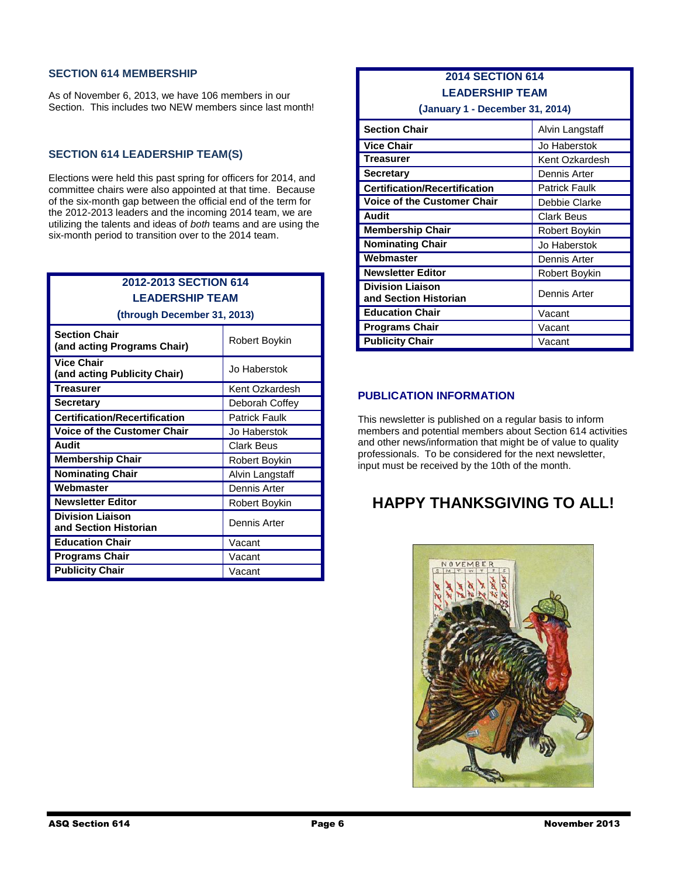## SECTION 614 MEMBERSHIP

As of November 6, 2013, we have 106 members in our Section. This includes two NEW members since last month!

## SECTION 614 LEADERSHIP TEAM(S)

Elections were held this past spring for officers for 2014, and committee chairs were also appointed at that time. Because of the six-month gap between the official end of the term for the 2012-2013 leaders and the incoming 2014 team, we are utilizing the talents and ideas of *both* teams and are using the six-month period to transition over to the 2014 team.

**2012-2013 SECTION 614 LEADERSHIP TEAM**
**(through December 31, 2013)**

| | |
|---|---|
| **Section Chair (and acting Programs Chair)** | Robert Boykin |
| **Vice Chair (and acting Publicity Chair)** | Jo Haberstok |
| **Treasurer** | Kent Ozkardesh |
| **Secretary** | Deborah Coffey |
| **Certification/Recertification** | Patrick Faulk |
| **Voice of the Customer Chair** | Jo Haberstok |
| **Audit** | Clark Beus |
| **Membership Chair** | Robert Boykin |
| **Nominating Chair** | Alvin Langstaff |
| **Webmaster** | Dennis Arter |
| **Newsletter Editor** | Robert Boykin |
| **Division Liaison and Section Historian** | Dennis Arter |
| **Education Chair** | Vacant |
| **Programs Chair** | Vacant |
| **Publicity Chair** | Vacant |

**2014 SECTION 614 LEADERSHIP TEAM**
**(January 1 - December 31, 2014)**

| | |
|---|---|
| **Section Chair** | Alvin Langstaff |
| **Vice Chair** | Jo Haberstok |
| **Treasurer** | Kent Ozkardesh |
| **Secretary** | Dennis Arter |
| **Certification/Recertification** | Patrick Faulk |
| **Voice of the Customer Chair** | Debbie Clarke |
| **Audit** | Clark Beus |
| **Membership Chair** | Robert Boykin |
| **Nominating Chair** | Jo Haberstok |
| **Webmaster** | Dennis Arter |
| **Newsletter Editor** | Robert Boykin |
| **Division Liaison and Section Historian** | Dennis Arter |
| **Education Chair** | Vacant |
| **Programs Chair** | Vacant |
| **Publicity Chair** | Vacant |

## PUBLICATION INFORMATION

This newsletter is published on a regular basis to inform members and potential members about Section 614 activities and other news/information that might be of value to quality professionals. To be considered for the next newsletter, input must be received by the 10th of the month.

# HAPPY THANKSGIVING TO ALL!